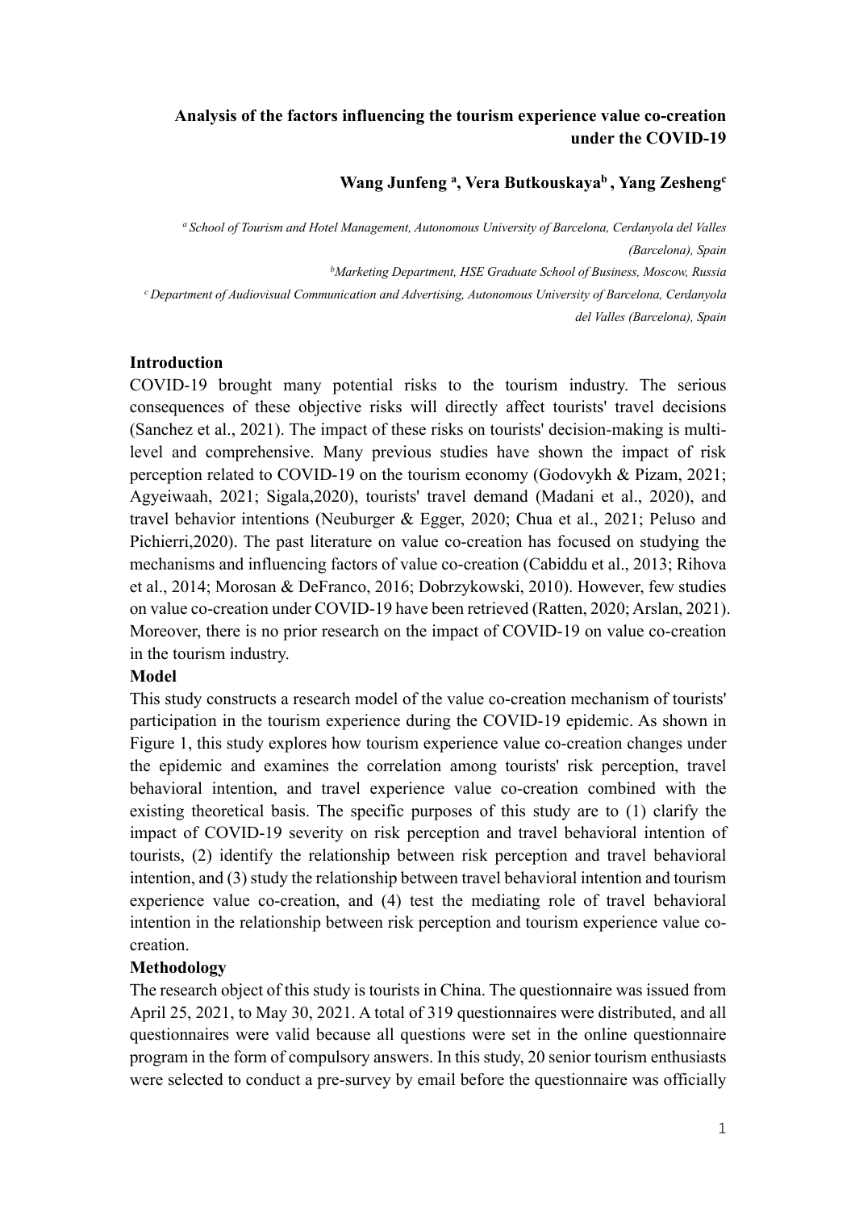**Analysis of the factors influencing the tourism experience value co-creation under the COVID-19**

**Wang Junfeng [a], Vera Butkouskaya[b], Yang Zesheng[c]**

*[a] School of Tourism and Hotel Management, Autonomous University of Barcelona, Cerdanyola del Valles (Barcelona), Spain*

*[b] Marketing Department, HSE Graduate School of Business, Moscow, Russia*

*[c] Department of Audiovisual Communication and Advertising, Autonomous University of Barcelona, Cerdanyola del Valles (Barcelona), Spain*

## Introduction

COVID-19 brought many potential risks to the tourism industry. The serious consequences of these objective risks will directly affect tourists' travel decisions (Sanchez et al., 2021). The impact of these risks on tourists' decision-making is multi-level and comprehensive. Many previous studies have shown the impact of risk perception related to COVID-19 on the tourism economy (Godovykh & Pizam, 2021; Agyeiwaah, 2021; Sigala,2020), tourists' travel demand (Madani et al., 2020), and travel behavior intentions (Neuburger & Egger, 2020; Chua et al., 2021; Peluso and Pichierri,2020). The past literature on value co-creation has focused on studying the mechanisms and influencing factors of value co-creation (Cabiddu et al., 2013; Rihova et al., 2014; Morosan & DeFranco, 2016; Dobrzykowski, 2010). However, few studies on value co-creation under COVID-19 have been retrieved (Ratten, 2020; Arslan, 2021). Moreover, there is no prior research on the impact of COVID-19 on value co-creation in the tourism industry.

## Model

This study constructs a research model of the value co-creation mechanism of tourists' participation in the tourism experience during the COVID-19 epidemic. As shown in Figure 1, this study explores how tourism experience value co-creation changes under the epidemic and examines the correlation among tourists' risk perception, travel behavioral intention, and travel experience value co-creation combined with the existing theoretical basis. The specific purposes of this study are to (1) clarify the impact of COVID-19 severity on risk perception and travel behavioral intention of tourists, (2) identify the relationship between risk perception and travel behavioral intention, and (3) study the relationship between travel behavioral intention and tourism experience value co-creation, and (4) test the mediating role of travel behavioral intention in the relationship between risk perception and tourism experience value co-creation.

## Methodology

The research object of this study is tourists in China. The questionnaire was issued from April 25, 2021, to May 30, 2021. A total of 319 questionnaires were distributed, and all questionnaires were valid because all questions were set in the online questionnaire program in the form of compulsory answers. In this study, 20 senior tourism enthusiasts were selected to conduct a pre-survey by email before the questionnaire was officially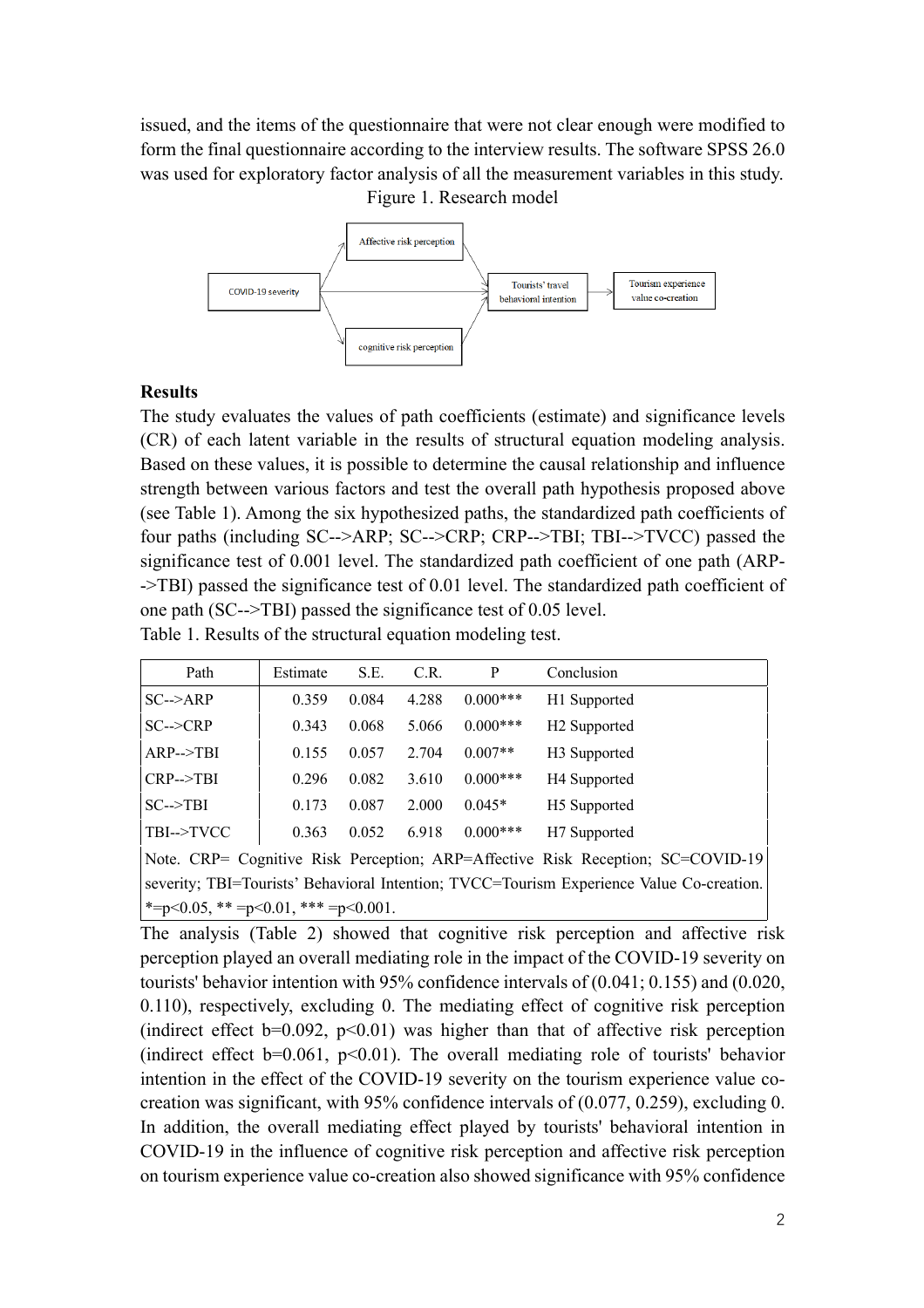issued, and the items of the questionnaire that were not clear enough were modified to form the final questionnaire according to the interview results. The software SPSS 26.0 was used for exploratory factor analysis of all the measurement variables in this study.

Figure 1. Research model

## Results

The study evaluates the values of path coefficients (estimate) and significance levels (CR) of each latent variable in the results of structural equation modeling analysis. Based on these values, it is possible to determine the causal relationship and influence strength between various factors and test the overall path hypothesis proposed above (see Table 1). Among the six hypothesized paths, the standardized path coefficients of four paths (including SC-->ARP; SC-->CRP; CRP-->TBI; TBI-->TVCC) passed the significance test of 0.001 level. The standardized path coefficient of one path (ARP-->TBI) passed the significance test of 0.01 level. The standardized path coefficient of one path (SC-->TBI) passed the significance test of 0.05 level.

Table 1. Results of the structural equation modeling test.

| Path | Estimate | S.E. | C.R. | P | Conclusion |
|---|---|---|---|---|---|
| SC-->ARP | 0.359 | 0.084 | 4.288 | 0.000*** | H1 Supported |
| SC-->CRP | 0.343 | 0.068 | 5.066 | 0.000*** | H2 Supported |
| ARP-->TBI | 0.155 | 0.057 | 2.704 | 0.007** | H3 Supported |
| CRP-->TBI | 0.296 | 0.082 | 3.610 | 0.000*** | H4 Supported |
| SC-->TBI | 0.173 | 0.087 | 2.000 | 0.045* | H5 Supported |
| TBI-->TVCC | 0.363 | 0.052 | 6.918 | 0.000*** | H7 Supported |

Note. CRP= Cognitive Risk Perception; ARP=Affective Risk Reception; SC=COVID-19 severity; TBI=Tourists' Behavioral Intention; TVCC=Tourism Experience Value Co-creation. *=p<0.05, ** =p<0.01, *** =p<0.001.

The analysis (Table 2) showed that cognitive risk perception and affective risk perception played an overall mediating role in the impact of the COVID-19 severity on tourists' behavior intention with 95% confidence intervals of (0.041; 0.155) and (0.020, 0.110), respectively, excluding 0. The mediating effect of cognitive risk perception (indirect effect b=0.092, p<0.01) was higher than that of affective risk perception (indirect effect b=0.061, p<0.01). The overall mediating role of tourists' behavior intention in the effect of the COVID-19 severity on the tourism experience value co-creation was significant, with 95% confidence intervals of (0.077, 0.259), excluding 0. In addition, the overall mediating effect played by tourists' behavioral intention in COVID-19 in the influence of cognitive risk perception and affective risk perception on tourism experience value co-creation also showed significance with 95% confidence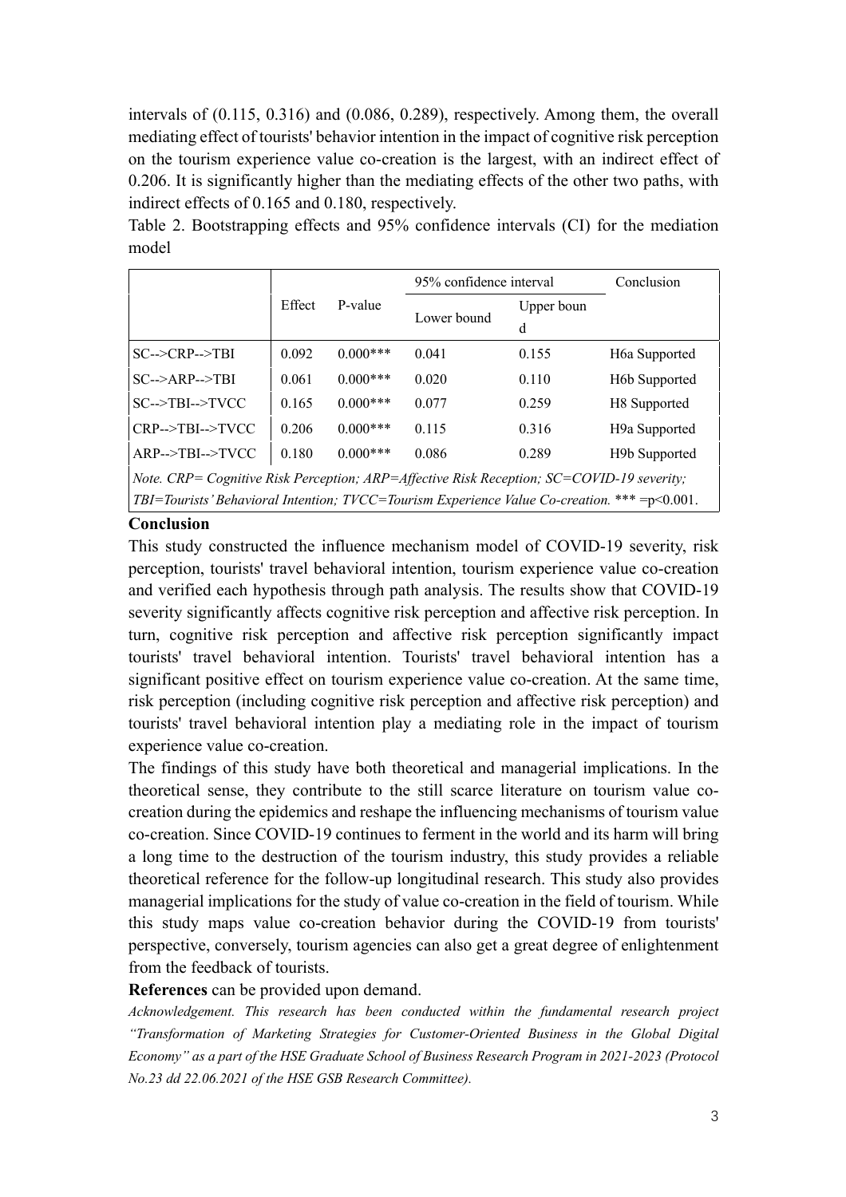intervals of (0.115, 0.316) and (0.086, 0.289), respectively. Among them, the overall mediating effect of tourists' behavior intention in the impact of cognitive risk perception on the tourism experience value co-creation is the largest, with an indirect effect of 0.206. It is significantly higher than the mediating effects of the other two paths, with indirect effects of 0.165 and 0.180, respectively.

Table 2. Bootstrapping effects and 95% confidence intervals (CI) for the mediation model

| | Effect | P-value | 95% confidence interval | | Conclusion |
|---|---|---|---|---|---|
| | | | Lower bound | Upper bound | |
| SC-->CRP-->TBI | 0.092 | 0.000*** | 0.041 | 0.155 | H6a Supported |
| SC-->ARP-->TBI | 0.061 | 0.000*** | 0.020 | 0.110 | H6b Supported |
| SC-->TBI-->TVCC | 0.165 | 0.000*** | 0.077 | 0.259 | H8 Supported |
| CRP-->TBI-->TVCC | 0.206 | 0.000*** | 0.115 | 0.316 | H9a Supported |
| ARP-->TBI-->TVCC | 0.180 | 0.000*** | 0.086 | 0.289 | H9b Supported |

*Note. CRP= Cognitive Risk Perception; ARP=Affective Risk Reception; SC=COVID-19 severity; TBI=Tourists' Behavioral Intention; TVCC=Tourism Experience Value Co-creation.* *** =$p<0.001$.

**Conclusion**

This study constructed the influence mechanism model of COVID-19 severity, risk perception, tourists' travel behavioral intention, tourism experience value co-creation and verified each hypothesis through path analysis. The results show that COVID-19 severity significantly affects cognitive risk perception and affective risk perception. In turn, cognitive risk perception and affective risk perception significantly impact tourists' travel behavioral intention. Tourists' travel behavioral intention has a significant positive effect on tourism experience value co-creation. At the same time, risk perception (including cognitive risk perception and affective risk perception) and tourists' travel behavioral intention play a mediating role in the impact of tourism experience value co-creation.

The findings of this study have both theoretical and managerial implications. In the theoretical sense, they contribute to the still scarce literature on tourism value co-creation during the epidemics and reshape the influencing mechanisms of tourism value co-creation. Since COVID-19 continues to ferment in the world and its harm will bring a long time to the destruction of the tourism industry, this study provides a reliable theoretical reference for the follow-up longitudinal research. This study also provides managerial implications for the study of value co-creation in the field of tourism. While this study maps value co-creation behavior during the COVID-19 from tourists' perspective, conversely, tourism agencies can also get a great degree of enlightenment from the feedback of tourists.

**References** can be provided upon demand.

*Acknowledgement. This research has been conducted within the fundamental research project "Transformation of Marketing Strategies for Customer-Oriented Business in the Global Digital Economy" as a part of the HSE Graduate School of Business Research Program in 2021-2023 (Protocol No.23 dd 22.06.2021 of the HSE GSB Research Committee).*